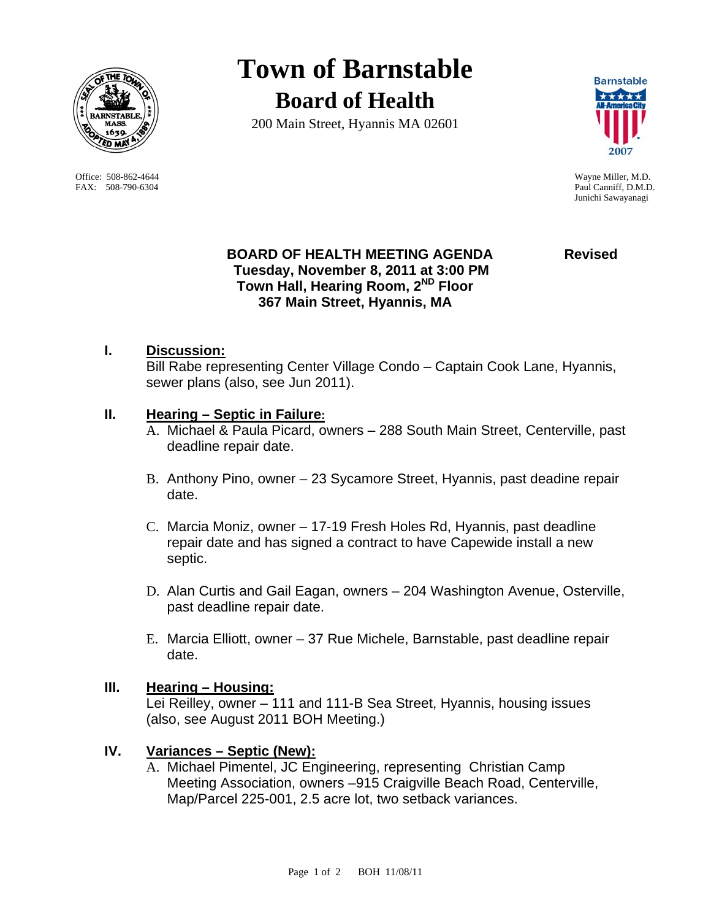# Town of Barnstable

## Board of Health

200 Main Street, Hyannis MA 02601

Office: 508-862-4644
FAX: 508-790-6304

Wayne Miller, M.D.
Paul Canniff, D.M.D.
Junichi Sawayanagi

**BOARD OF HEALTH MEETING AGENDA** **Revised**
**Tuesday, November 8, 2011 at 3:00 PM**
**Town Hall, Hearing Room, 2ND Floor**
**367 Main Street, Hyannis, MA**

**I. Discussion:**

Bill Rabe representing Center Village Condo – Captain Cook Lane, Hyannis, sewer plans (also, see Jun 2011).

**II. Hearing – Septic in Failure:**

A. Michael & Paula Picard, owners – 288 South Main Street, Centerville, past deadline repair date.

B. Anthony Pino, owner – 23 Sycamore Street, Hyannis, past deadine repair date.

C. Marcia Moniz, owner – 17-19 Fresh Holes Rd, Hyannis, past deadline repair date and has signed a contract to have Capewide install a new septic.

D. Alan Curtis and Gail Eagan, owners – 204 Washington Avenue, Osterville, past deadline repair date.

E. Marcia Elliott, owner – 37 Rue Michele, Barnstable, past deadline repair date.

**III. Hearing – Housing:**

Lei Reilley, owner – 111 and 111-B Sea Street, Hyannis, housing issues (also, see August 2011 BOH Meeting.)

**IV. Variances – Septic (New):**

A. Michael Pimentel, JC Engineering, representing Christian Camp Meeting Association, owners –915 Craigville Beach Road, Centerville, Map/Parcel 225-001, 2.5 acre lot, two setback variances.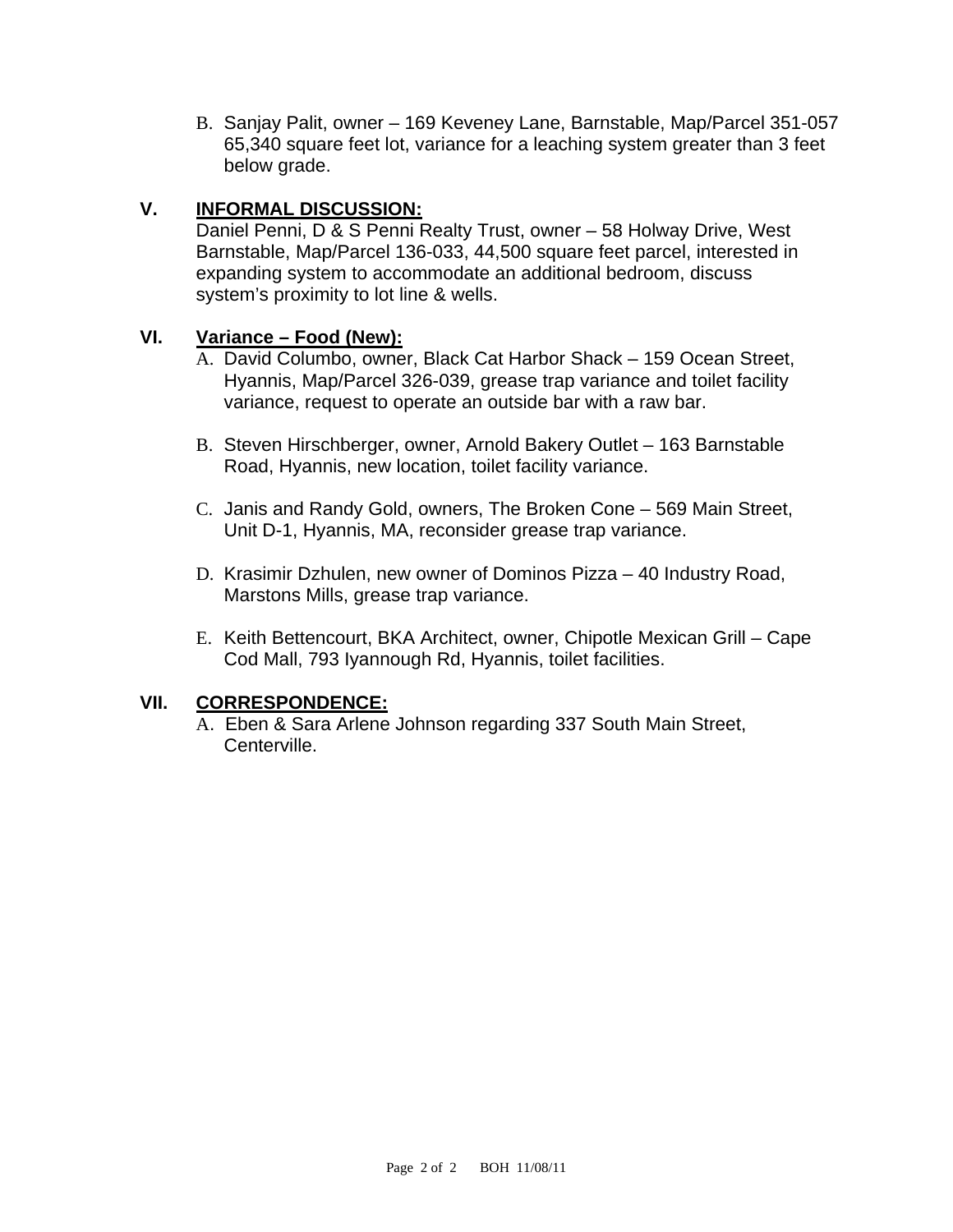B. Sanjay Palit, owner – 169 Keveney Lane, Barnstable, Map/Parcel 351-057 65,340 square feet lot, variance for a leaching system greater than 3 feet below grade.

## V. INFORMAL DISCUSSION:

Daniel Penni, D & S Penni Realty Trust, owner – 58 Holway Drive, West Barnstable, Map/Parcel 136-033, 44,500 square feet parcel, interested in expanding system to accommodate an additional bedroom, discuss system's proximity to lot line & wells.

## VI. Variance – Food (New):

A. David Columbo, owner, Black Cat Harbor Shack – 159 Ocean Street, Hyannis, Map/Parcel 326-039, grease trap variance and toilet facility variance, request to operate an outside bar with a raw bar.

B. Steven Hirschberger, owner, Arnold Bakery Outlet – 163 Barnstable Road, Hyannis, new location, toilet facility variance.

C. Janis and Randy Gold, owners, The Broken Cone – 569 Main Street, Unit D-1, Hyannis, MA, reconsider grease trap variance.

D. Krasimir Dzhulen, new owner of Dominos Pizza – 40 Industry Road, Marstons Mills, grease trap variance.

E. Keith Bettencourt, BKA Architect, owner, Chipotle Mexican Grill – Cape Cod Mall, 793 Iyannough Rd, Hyannis, toilet facilities.

## VII. CORRESPONDENCE:

A. Eben & Sara Arlene Johnson regarding 337 South Main Street, Centerville.